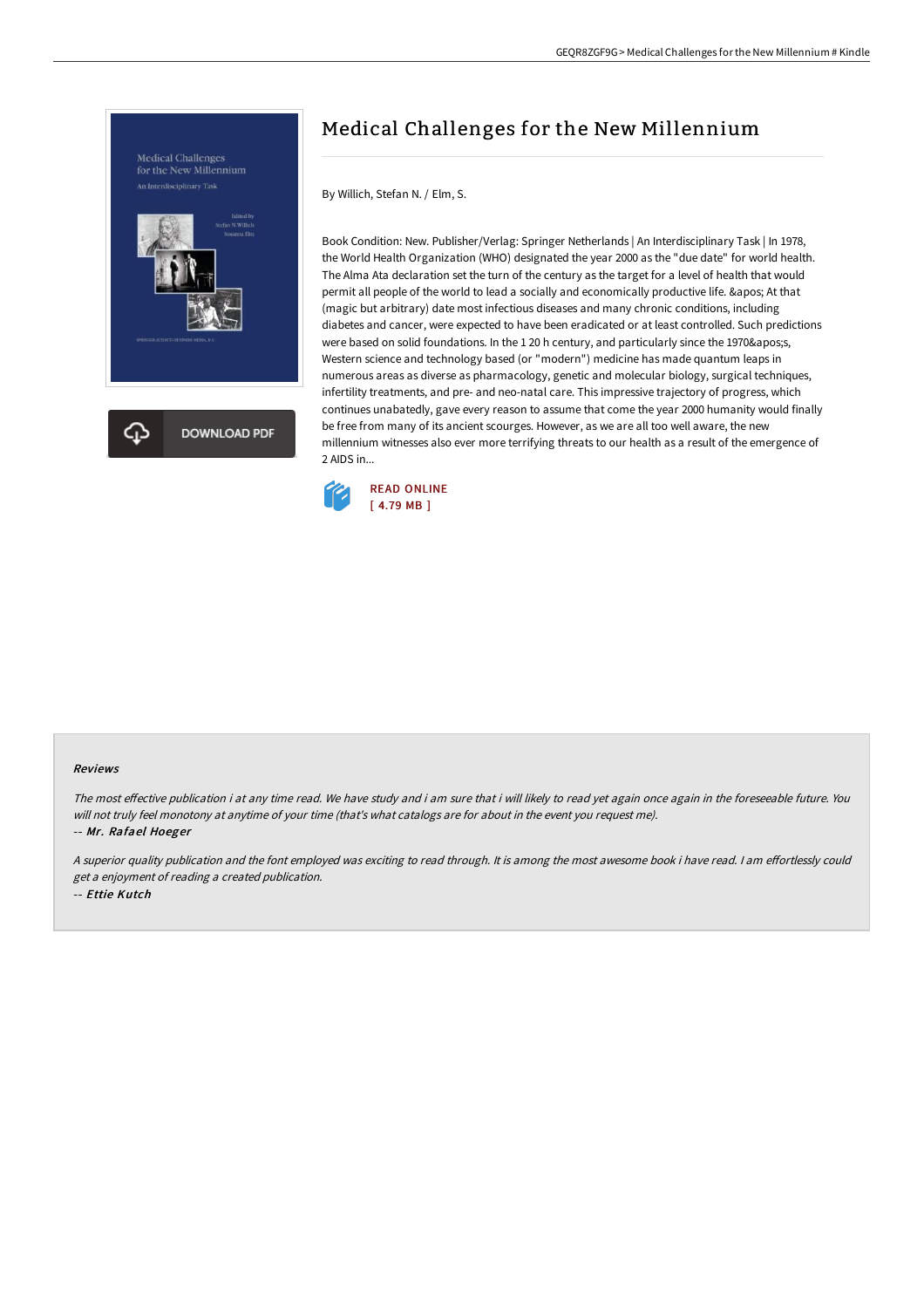# Medical Challenges for the New Millennium

By Willich, Stefan N. / Elm, S.

Book Condition: New. Publisher/Verlag: Springer Netherlands | An Interdisciplinary Task | In 1978, the World Health Organization (WHO) designated the year 2000 as the "due date" for world health. The Alma Ata declaration set the turn of the century as the target for a level of health that would permit all people of the world to lead a socially and economically productive life. &apos; At that (magic but arbitrary) date most infectious diseases and many chronic conditions, including diabetes and cancer, were expected to have been eradicated or at least controlled. Such predictions were based on solid foundations. In the 1 20 h century, and particularly since the 1970&apos;s, Western science and technology based (or "modern") medicine has made quantum leaps in numerous areas as diverse as pharmacology, genetic and molecular biology, surgical techniques, infertility treatments, and pre- and neo-natal care. This impressive trajectory of progress, which continues unabatedly, gave every reason to assume that come the year 2000 humanity would finally be free from many of its ancient scourges. However, as we are all too well aware, the new millennium witnesses also ever more terrifying threats to our health as a result of the emergence of 2 AIDS in...

READ ONLINE
[ 4.79 MB ]

## Reviews

*The most effective publication i at any time read. We have study and i am sure that i will likely to read yet again once again in the foreseeable future. You will not truly feel monotony at anytime of your time (that's what catalogs are for about in the event you request me).*

-- *Mr. Rafael Hoeger*

*A superior quality publication and the font employed was exciting to read through. It is among the most awesome book i have read. I am effortlessly could get a enjoyment of reading a created publication.*

-- *Ettie Kutch*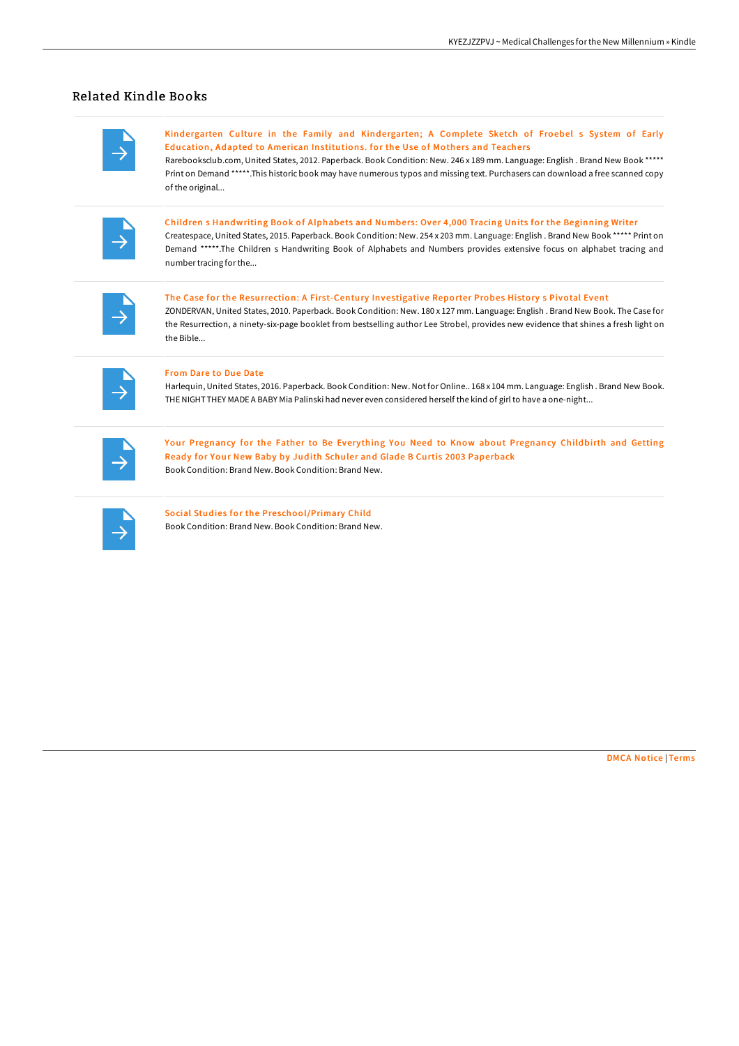## Related Kindle Books

**Kindergarten Culture in the Family and Kindergarten; A Complete Sketch of Froebel s System of Early Education, Adapted to American Institutions. for the Use of Mothers and Teachers**

Rarebooksclub.com, United States, 2012. Paperback. Book Condition: New. 246 x 189 mm. Language: English . Brand New Book ***** Print on Demand *****.This historic book may have numerous typos and missing text. Purchasers can download a free scanned copy of the original...

**Children s Handwriting Book of Alphabets and Numbers: Over 4,000 Tracing Units for the Beginning Writer**

Createspace, United States, 2015. Paperback. Book Condition: New. 254 x 203 mm. Language: English . Brand New Book ***** Print on Demand *****.The Children s Handwriting Book of Alphabets and Numbers provides extensive focus on alphabet tracing and number tracing for the...

**The Case for the Resurrection: A First-Century Investigative Reporter Probes History s Pivotal Event**

ZONDERVAN, United States, 2010. Paperback. Book Condition: New. 180 x 127 mm. Language: English . Brand New Book. The Case for the Resurrection, a ninety-six-page booklet from bestselling author Lee Strobel, provides new evidence that shines a fresh light on the Bible...

**From Dare to Due Date**

Harlequin, United States, 2016. Paperback. Book Condition: New. Not for Online.. 168 x 104 mm. Language: English . Brand New Book. THE NIGHT THEY MADE A BABY Mia Palinski had never even considered herself the kind of girl to have a one-night...

**Your Pregnancy for the Father to Be Everything You Need to Know about Pregnancy Childbirth and Getting Ready for Your New Baby by Judith Schuler and Glade B Curtis 2003 Paperback**

Book Condition: Brand New. Book Condition: Brand New.

**Social Studies for the Preschool/Primary Child**

Book Condition: Brand New. Book Condition: Brand New.

DMCA Notice | Terms